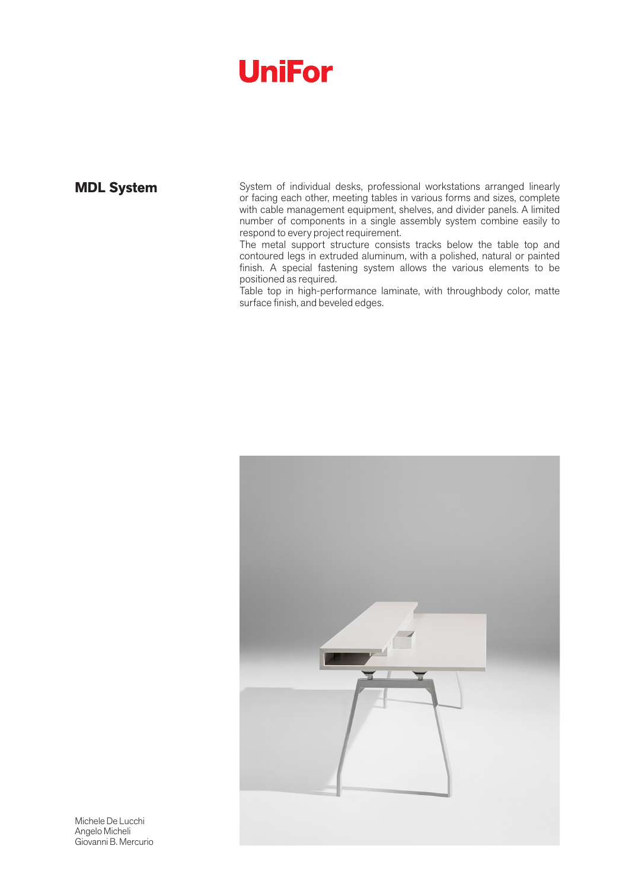# UniFor

## MDL System

System of individual desks, professional workstations arranged linearly or facing each other, meeting tables in various forms and sizes, complete with cable management equipment, shelves, and divider panels. A limited number of components in a single assembly system combine easily to respond to every project requirement.

The metal support structure consists tracks below the table top and contoured legs in extruded aluminum, with a polished, natural or painted finish. A special fastening system allows the various elements to be positioned as required.

Table top in high-performance laminate, with throughbody color, matte surface finish, and beveled edges.

Michele De Lucchi
Angelo Micheli
Giovanni B. Mercurio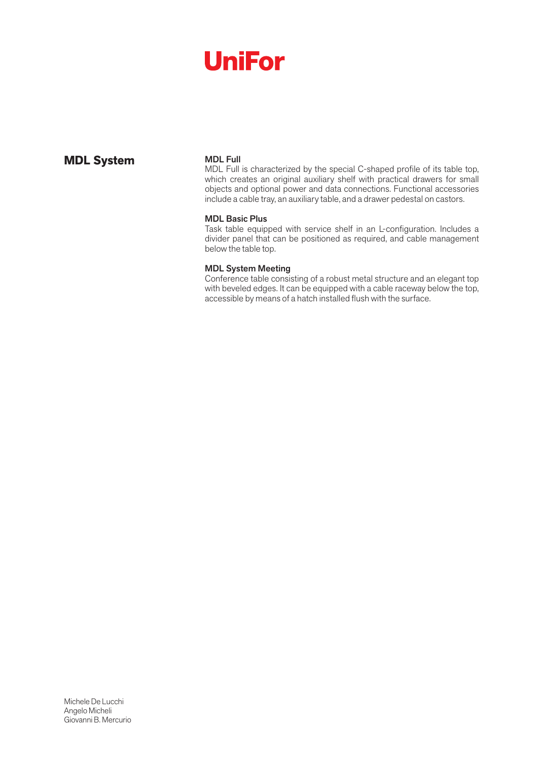# UniFor

## MDL System

### MDL Full

MDL Full is characterized by the special C-shaped profile of its table top, which creates an original auxiliary shelf with practical drawers for small objects and optional power and data connections. Functional accessories include a cable tray, an auxiliary table, and a drawer pedestal on castors.

### MDL Basic Plus

Task table equipped with service shelf in an L-configuration. Includes a divider panel that can be positioned as required, and cable management below the table top.

### MDL System Meeting

Conference table consisting of a robust metal structure and an elegant top with beveled edges. It can be equipped with a cable raceway below the top, accessible by means of a hatch installed flush with the surface.

Michele De Lucchi
Angelo Micheli
Giovanni B. Mercurio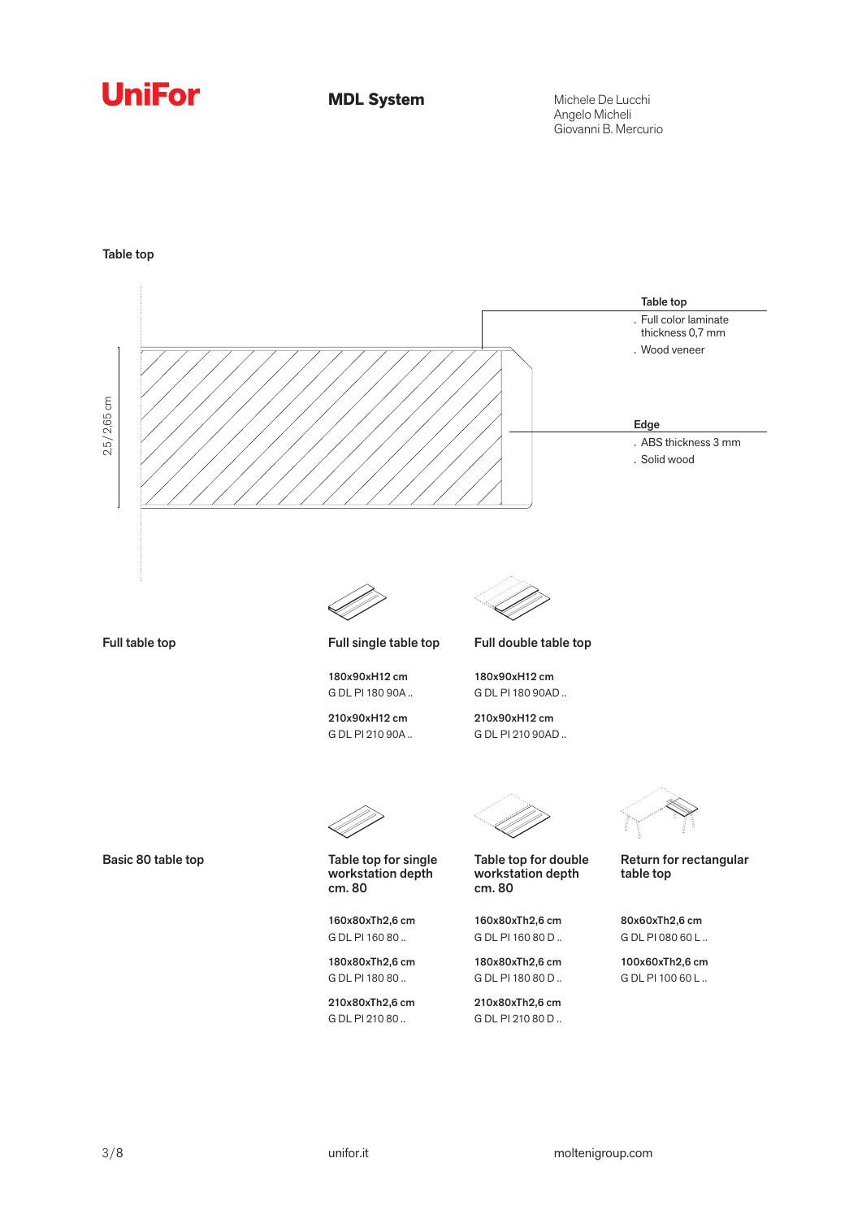UniFor

**MDL System**

Michele De Lucchi
Angelo Micheli
Giovanni B. Mercurio

## Table top

2,5 / 2,65 cm

**Table top**
- Full color laminate thickness 0,7 mm
- Wood veneer

**Edge**
- ABS thickness 3 mm
- Solid wood

## Full table top

**Full single table top**

**180x90xH12 cm**
G DL PI 180 90A ..

**210x90xH12 cm**
G DL PI 210 90A ..

**Full double table top**

**180x90xH12 cm**
G DL PI 180 90AD ..

**210x90xH12 cm**
G DL PI 210 90AD ..

## Basic 80 table top

**Table top for single workstation depth cm. 80**

**160x80xTh2,6 cm**
G DL PI 160 80 ..

**180x80xTh2,6 cm**
G DL PI 180 80 ..

**210x80xTh2,6 cm**
G DL PI 210 80 ..

**Table top for double workstation depth cm. 80**

**160x80xTh2,6 cm**
G DL PI 160 80 D ..

**180x80xTh2,6 cm**
G DL PI 180 80 D ..

**210x80xTh2,6 cm**
G DL PI 210 80 D ..

**Return for rectangular table top**

**80x60xTh2,6 cm**
G DL PI 080 60 L ..

**100x60xTh2,6 cm**
G DL PI 100 60 L ..

unifor.it

moltenigroup.com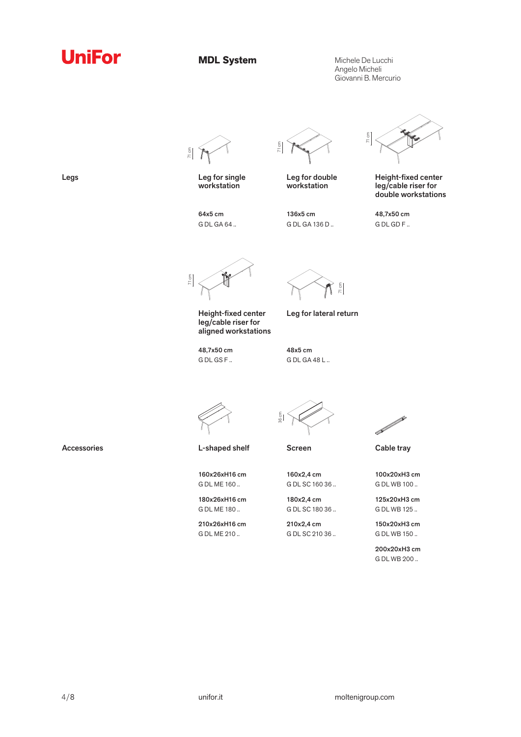UniFor

# MDL System

Michele De Lucchi
Angelo Micheli
Giovanni B. Mercurio

## Legs

**Leg for single workstation**

**64x5 cm**
G DL GA 64 ..

**Leg for double workstation**

**136x5 cm**
G DL GA 136 D ..

**Height-fixed center leg/cable riser for double workstations**

**48,7x50 cm**
G DL GD F ..

**Height-fixed center leg/cable riser for aligned workstations**

**48,7x50 cm**
G DL GS F ..

**Leg for lateral return**

**48x5 cm**
G DL GA 48 L ..

## Accessories

**L-shaped shelf**

**160x26xH16 cm**
G DL ME 160 ..

**180x26xH16 cm**
G DL ME 180 ..

**210x26xH16 cm**
G DL ME 210 ..

**Screen**

**160x2,4 cm**
G DL SC 160 36 ..

**180x2,4 cm**
G DL SC 180 36 ..

**210x2,4 cm**
G DL SC 210 36 ..

**Cable tray**

**100x20xH3 cm**
G DL WB 100 ..

**125x20xH3 cm**
G DL WB 125 ..

**150x20xH3 cm**
G DL WB 150 ..

**200x20xH3 cm**
G DL WB 200 ..

unifor.it

moltenigroup.com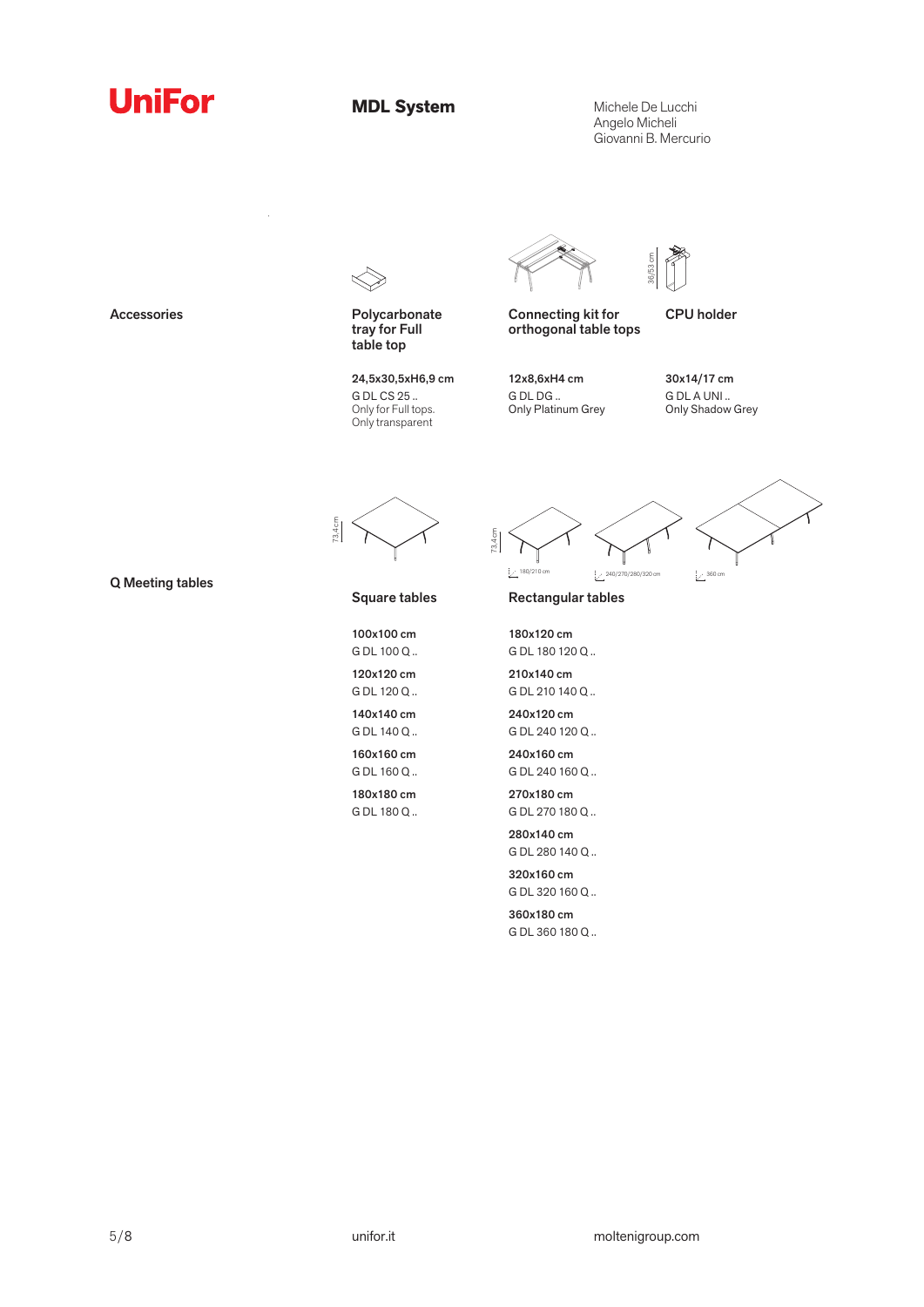# UniFor

## MDL System

Michele De Lucchi
Angelo Micheli
Giovanni B. Mercurio

### Accessories

**Polycarbonate tray for Full table top**

**24,5x30,5xH6,9 cm**
G DL CS 25 ..
Only for Full tops.
Only transparent

**Connecting kit for orthogonal table tops**

**12x8,6xH4 cm**
G DL DG ..
Only Platinum Grey

**CPU holder**

36/53 cm

**30x14/17 cm**
G DL A UNI ..
Only Shadow Grey

### Q Meeting tables

73,4 cm

**Square tables**

**100x100 cm**
G DL 100 Q ..

**120x120 cm**
G DL 120 Q ..

**140x140 cm**
G DL 140 Q ..

**160x160 cm**
G DL 160 Q ..

**180x180 cm**
G DL 180 Q ..

73,4 cm

180/210 cm

240/270/280/320 cm

360 cm

**Rectangular tables**

**180x120 cm**
G DL 180 120 Q ..

**210x140 cm**
G DL 210 140 Q ..

**240x120 cm**
G DL 240 120 Q ..

**240x160 cm**
G DL 240 160 Q ..

**270x180 cm**
G DL 270 180 Q ..

**280x140 cm**
G DL 280 140 Q ..

**320x160 cm**
G DL 320 160 Q ..

**360x180 cm**
G DL 360 180 Q ..

unifor.it

moltenigroup.com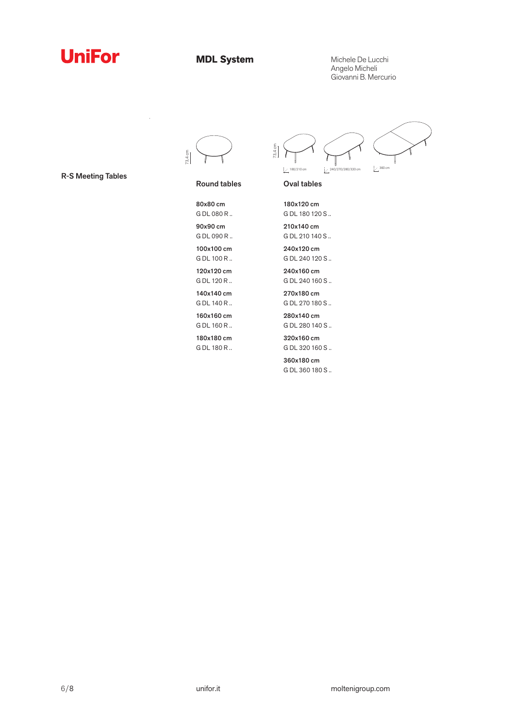# UniFor

## MDL System

Michele De Lucchi
Angelo Micheli
Giovanni B. Mercurio

### R-S Meeting Tables

73,4 cm

180/210 cm · 240/270/280/320 cm · 360 cm

#### Round tables

**80x80 cm**
G DL 080 R ..

**90x90 cm**
G DL 090 R ..

**100x100 cm**
G DL 100 R ..

**120x120 cm**
G DL 120 R ..

**140x140 cm**
G DL 140 R ..

**160x160 cm**
G DL 160 R ..

**180x180 cm**
G DL 180 R ..

#### Oval tables

**180x120 cm**
G DL 180 120 S ..

**210x140 cm**
G DL 210 140 S ..

**240x120 cm**
G DL 240 120 S ..

**240x160 cm**
G DL 240 160 S ..

**270x180 cm**
G DL 270 180 S ..

**280x140 cm**
G DL 280 140 S ..

**320x160 cm**
G DL 320 160 S ..

**360x180 cm**
G DL 360 180 S ..

unifor.it

moltenigroup.com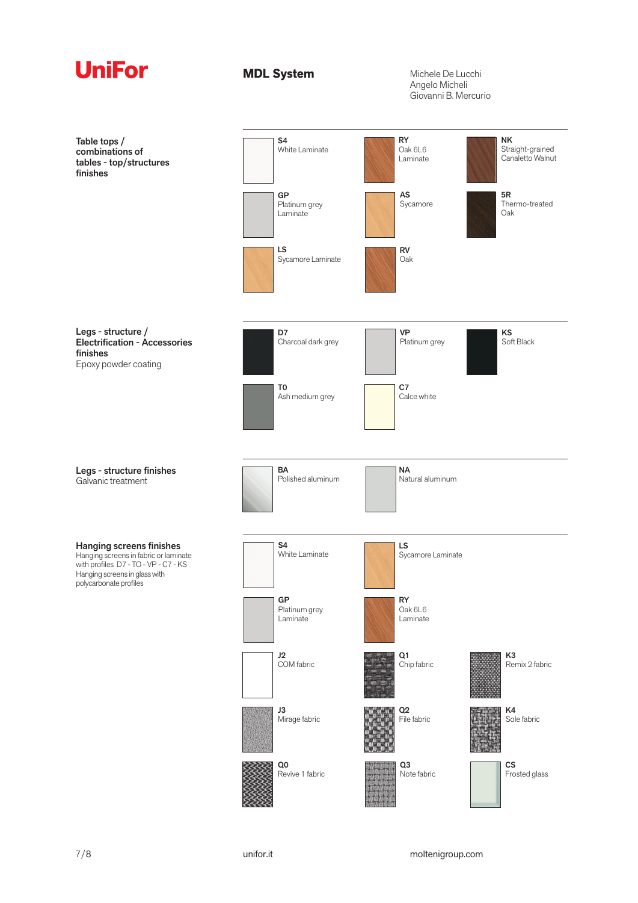# UniFor

## MDL System

Michele De Lucchi
Angelo Micheli
Giovanni B. Mercurio

### Table tops / combinations of tables - top/structures finishes

- **S4** White Laminate
- **RY** Oak 6L6 Laminate
- **NK** Straight-grained Canaletto Walnut
- **GP** Platinum grey Laminate
- **AS** Sycamore
- **5R** Thermo-treated Oak
- **LS** Sycamore Laminate
- **RV** Oak

### Legs - structure / Electrification - Accessories finishes

Epoxy powder coating

- **D7** Charcoal dark grey
- **VP** Platinum grey
- **KS** Soft Black
- **T0** Ash medium grey
- **C7** Calce white

### Legs - structure finishes

Galvanic treatment

- **BA** Polished aluminum
- **NA** Natural aluminum

### Hanging screens finishes

Hanging screens in fabric or laminate with profiles D7 - TO - VP - C7 - KS
Hanging screens in glass with polycarbonate profiles

- **S4** White Laminate
- **LS** Sycamore Laminate
- **GP** Platinum grey Laminate
- **RY** Oak 6L6 Laminate
- **J2** COM fabric
- **Q1** Chip fabric
- **K3** Remix 2 fabric
- **J3** Mirage fabric
- **Q2** File fabric
- **K4** Sole fabric
- **Q0** Revive 1 fabric
- **Q3** Note fabric
- **CS** Frosted glass

unifor.it

moltenigroup.com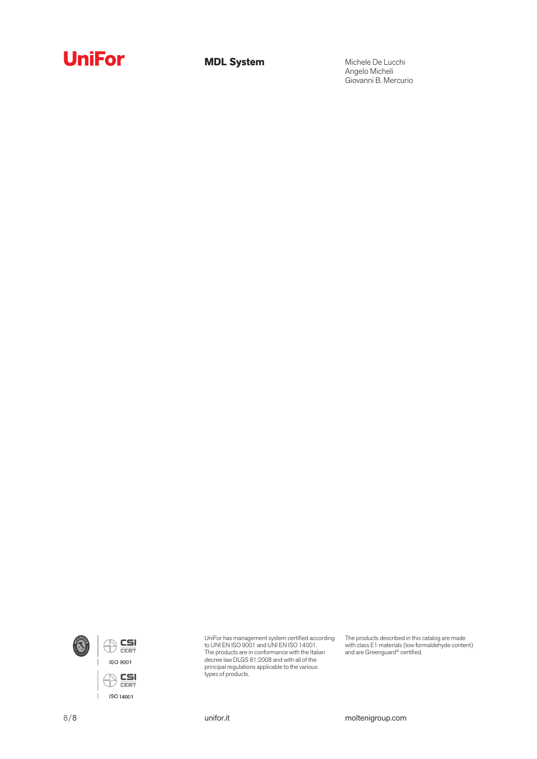UniFor

**MDL System**

Michele De Lucchi
Angelo Micheli
Giovanni B. Mercurio

ISO 9001

ISO 14001

UniFor has management system certified according to UNI EN ISO 9001 and UNI EN ISO 14001. The products are in conformance with the Italian decree law DLGS 81:2008 and with all of the principal regulations applicable to the various types of products.

The products described in this catalog are made with class E1 materials (low formaldehyde content) and are Greenguard® certified.

unifor.it

moltenigroup.com